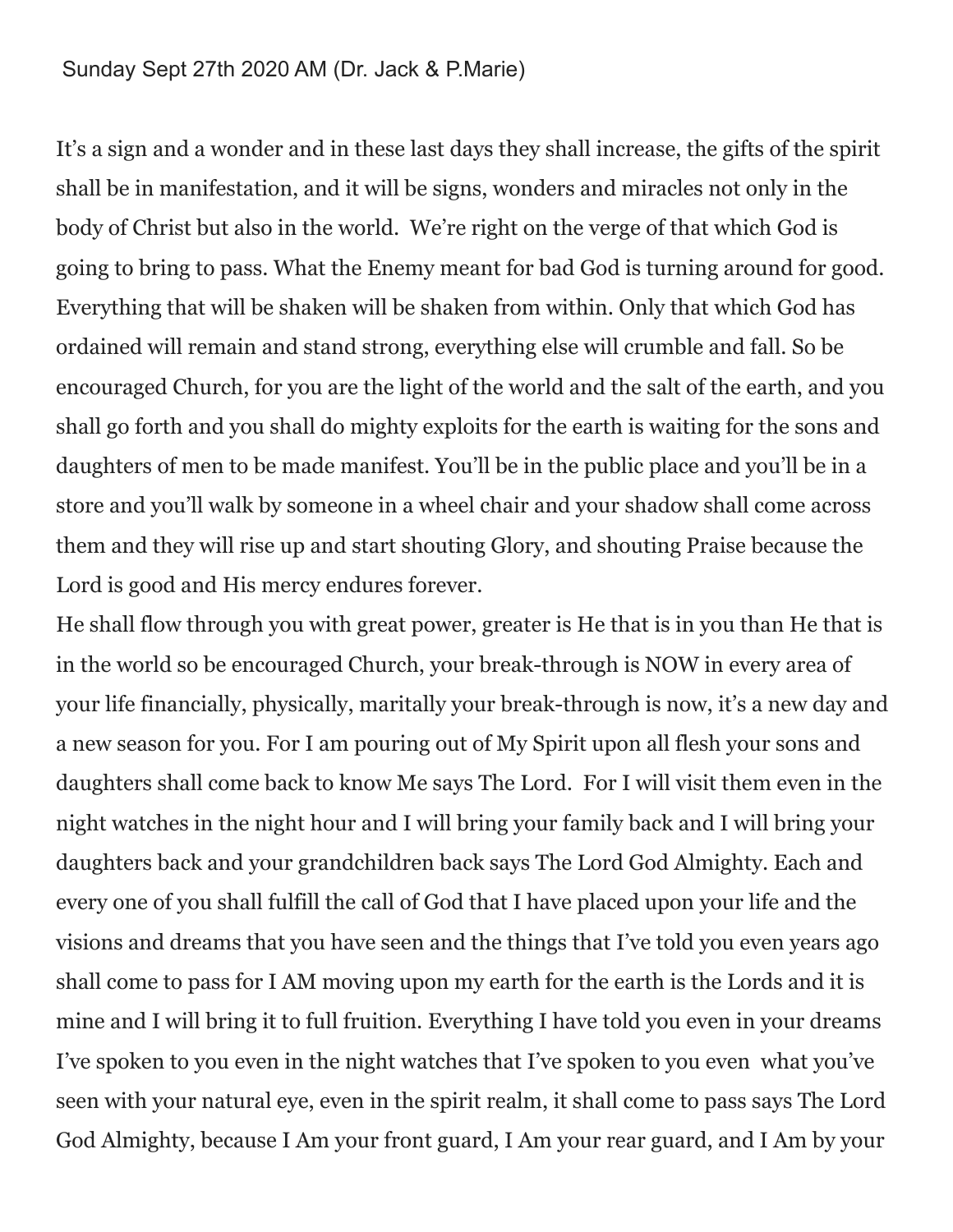Sunday Sept 27th 2020 AM (Dr. Jack & P.Marie)

It's a sign and a wonder and in these last days they shall increase, the gifts of the spirit shall be in manifestation, and it will be signs, wonders and miracles not only in the body of Christ but also in the world. We're right on the verge of that which God is going to bring to pass. What the Enemy meant for bad God is turning around for good. Everything that will be shaken will be shaken from within. Only that which God has ordained will remain and stand strong, everything else will crumble and fall. So be encouraged Church, for you are the light of the world and the salt of the earth, and you shall go forth and you shall do mighty exploits for the earth is waiting for the sons and daughters of men to be made manifest. You'll be in the public place and you'll be in a store and you'll walk by someone in a wheel chair and your shadow shall come across them and they will rise up and start shouting Glory, and shouting Praise because the Lord is good and His mercy endures forever.

He shall flow through you with great power, greater is He that is in you than He that is in the world so be encouraged Church, your break-through is NOW in every area of your life financially, physically, maritally your break-through is now, it's a new day and a new season for you. For I am pouring out of My Spirit upon all flesh your sons and daughters shall come back to know Me says The Lord. For I will visit them even in the night watches in the night hour and I will bring your family back and I will bring your daughters back and your grandchildren back says The Lord God Almighty. Each and every one of you shall fulfill the call of God that I have placed upon your life and the visions and dreams that you have seen and the things that I've told you even years ago shall come to pass for I AM moving upon my earth for the earth is the Lords and it is mine and I will bring it to full fruition. Everything I have told you even in your dreams I've spoken to you even in the night watches that I've spoken to you even what you've seen with your natural eye, even in the spirit realm, it shall come to pass says The Lord God Almighty, because I Am your front guard, I Am your rear guard, and I Am by your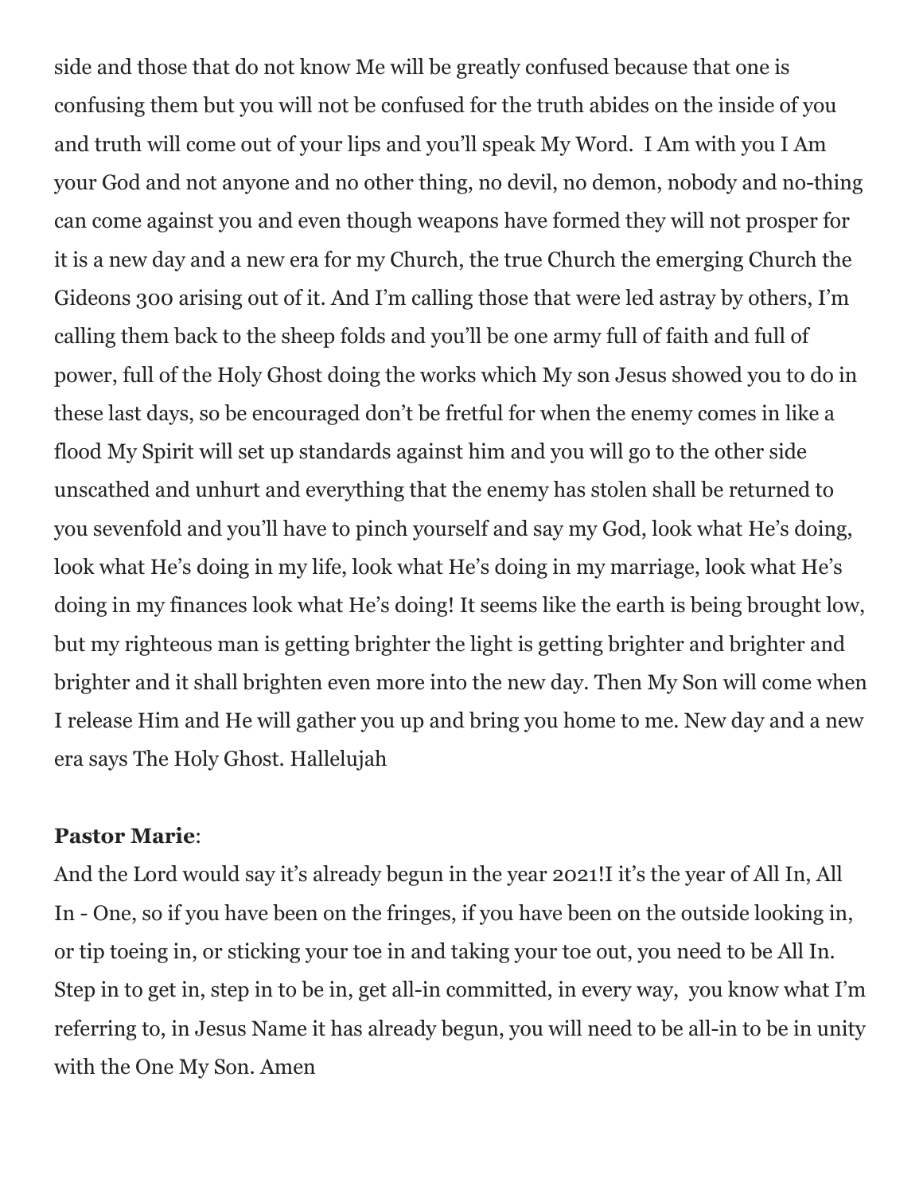side and those that do not know Me will be greatly confused because that one is confusing them but you will not be confused for the truth abides on the inside of you and truth will come out of your lips and you'll speak My Word. I Am with you I Am your God and not anyone and no other thing, no devil, no demon, nobody and no-thing can come against you and even though weapons have formed they will not prosper for it is a new day and a new era for my Church, the true Church the emerging Church the Gideons 300 arising out of it. And I'm calling those that were led astray by others, I'm calling them back to the sheep folds and you'll be one army full of faith and full of power, full of the Holy Ghost doing the works which My son Jesus showed you to do in these last days, so be encouraged don't be fretful for when the enemy comes in like a flood My Spirit will set up standards against him and you will go to the other side unscathed and unhurt and everything that the enemy has stolen shall be returned to you sevenfold and you'll have to pinch yourself and say my God, look what He's doing, look what He's doing in my life, look what He's doing in my marriage, look what He's doing in my finances look what He's doing! It seems like the earth is being brought low, but my righteous man is getting brighter the light is getting brighter and brighter and brighter and it shall brighten even more into the new day. Then My Son will come when I release Him and He will gather you up and bring you home to me. New day and a new era says The Holy Ghost. Hallelujah

**Pastor Marie**:

And the Lord would say it's already begun in the year 2021!I it's the year of All In, All In - One, so if you have been on the fringes, if you have been on the outside looking in, or tip toeing in, or sticking your toe in and taking your toe out, you need to be All In. Step in to get in, step in to be in, get all-in committed, in every way, you know what I'm referring to, in Jesus Name it has already begun, you will need to be all-in to be in unity with the One My Son. Amen